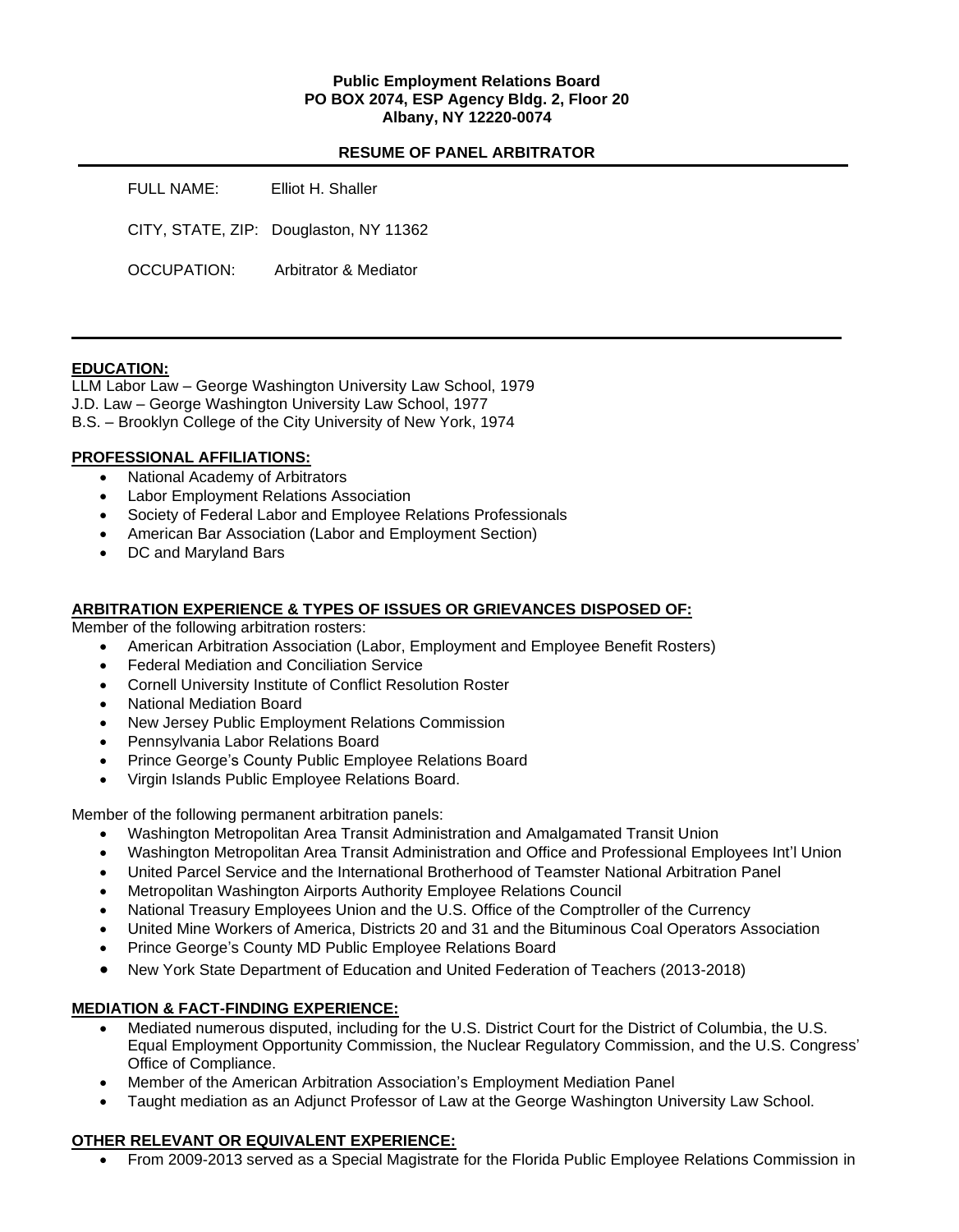**Public Employment Relations Board**
**PO BOX 2074, ESP Agency Bldg. 2, Floor 20**
**Albany, NY 12220-0074**

## RESUME OF PANEL ARBITRATOR

FULL NAME: Elliot H. Shaller

CITY, STATE, ZIP: Douglaston, NY 11362

OCCUPATION: Arbitrator & Mediator

---

### EDUCATION:

LLM Labor Law – George Washington University Law School, 1979
J.D. Law – George Washington University Law School, 1977
B.S. – Brooklyn College of the City University of New York, 1974

### PROFESSIONAL AFFILIATIONS:

- National Academy of Arbitrators
- Labor Employment Relations Association
- Society of Federal Labor and Employee Relations Professionals
- American Bar Association (Labor and Employment Section)
- DC and Maryland Bars

### ARBITRATION EXPERIENCE & TYPES OF ISSUES OR GRIEVANCES DISPOSED OF:

Member of the following arbitration rosters:

- American Arbitration Association (Labor, Employment and Employee Benefit Rosters)
- Federal Mediation and Conciliation Service
- Cornell University Institute of Conflict Resolution Roster
- National Mediation Board
- New Jersey Public Employment Relations Commission
- Pennsylvania Labor Relations Board
- Prince George's County Public Employee Relations Board
- Virgin Islands Public Employee Relations Board.

Member of the following permanent arbitration panels:

- Washington Metropolitan Area Transit Administration and Amalgamated Transit Union
- Washington Metropolitan Area Transit Administration and Office and Professional Employees Int'l Union
- United Parcel Service and the International Brotherhood of Teamster National Arbitration Panel
- Metropolitan Washington Airports Authority Employee Relations Council
- National Treasury Employees Union and the U.S. Office of the Comptroller of the Currency
- United Mine Workers of America, Districts 20 and 31 and the Bituminous Coal Operators Association
- Prince George's County MD Public Employee Relations Board
- New York State Department of Education and United Federation of Teachers (2013-2018)

### MEDIATION & FACT-FINDING EXPERIENCE:

- Mediated numerous disputed, including for the U.S. District Court for the District of Columbia, the U.S. Equal Employment Opportunity Commission, the Nuclear Regulatory Commission, and the U.S. Congress' Office of Compliance.
- Member of the American Arbitration Association's Employment Mediation Panel
- Taught mediation as an Adjunct Professor of Law at the George Washington University Law School.

### OTHER RELEVANT OR EQUIVALENT EXPERIENCE:

- From 2009-2013 served as a Special Magistrate for the Florida Public Employee Relations Commission in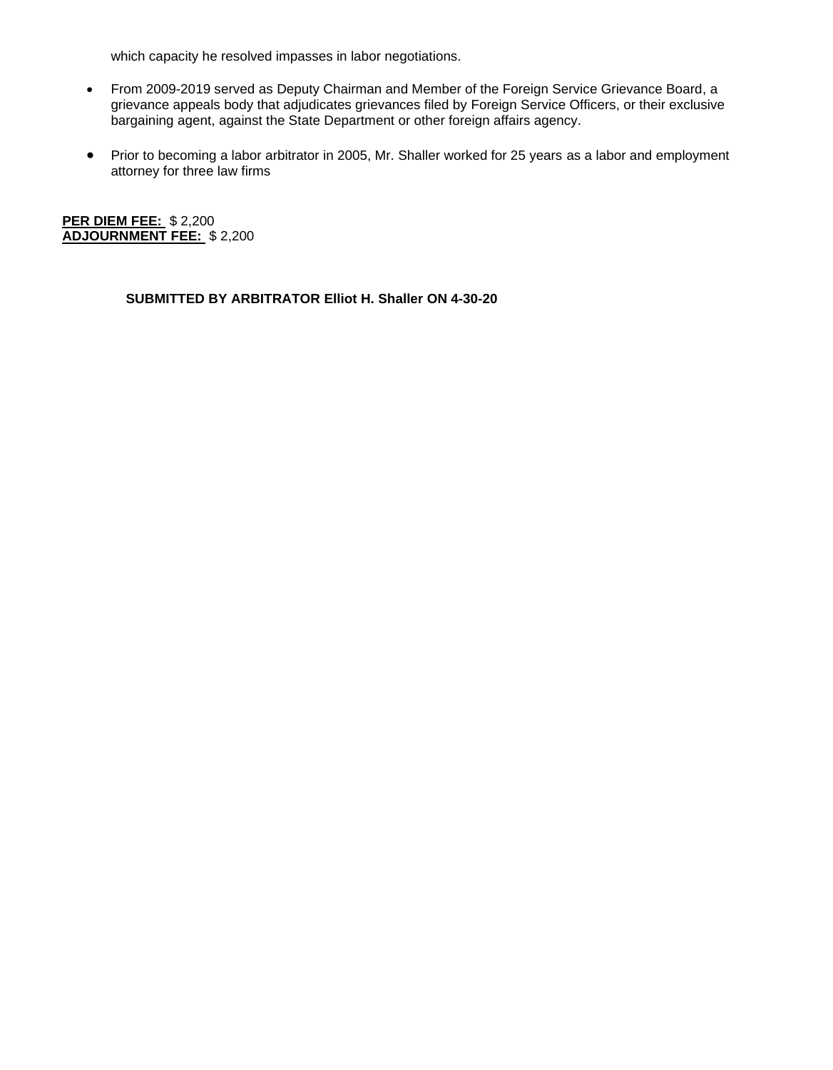which capacity he resolved impasses in labor negotiations.

- From 2009-2019 served as Deputy Chairman and Member of the Foreign Service Grievance Board, a grievance appeals body that adjudicates grievances filed by Foreign Service Officers, or their exclusive bargaining agent, against the State Department or other foreign affairs agency.

- Prior to becoming a labor arbitrator in 2005, Mr. Shaller worked for 25 years as a labor and employment attorney for three law firms

**PER DIEM FEE:** $ 2,200
**ADJOURNMENT FEE:** $ 2,200

**SUBMITTED BY ARBITRATOR Elliot H. Shaller ON 4-30-20**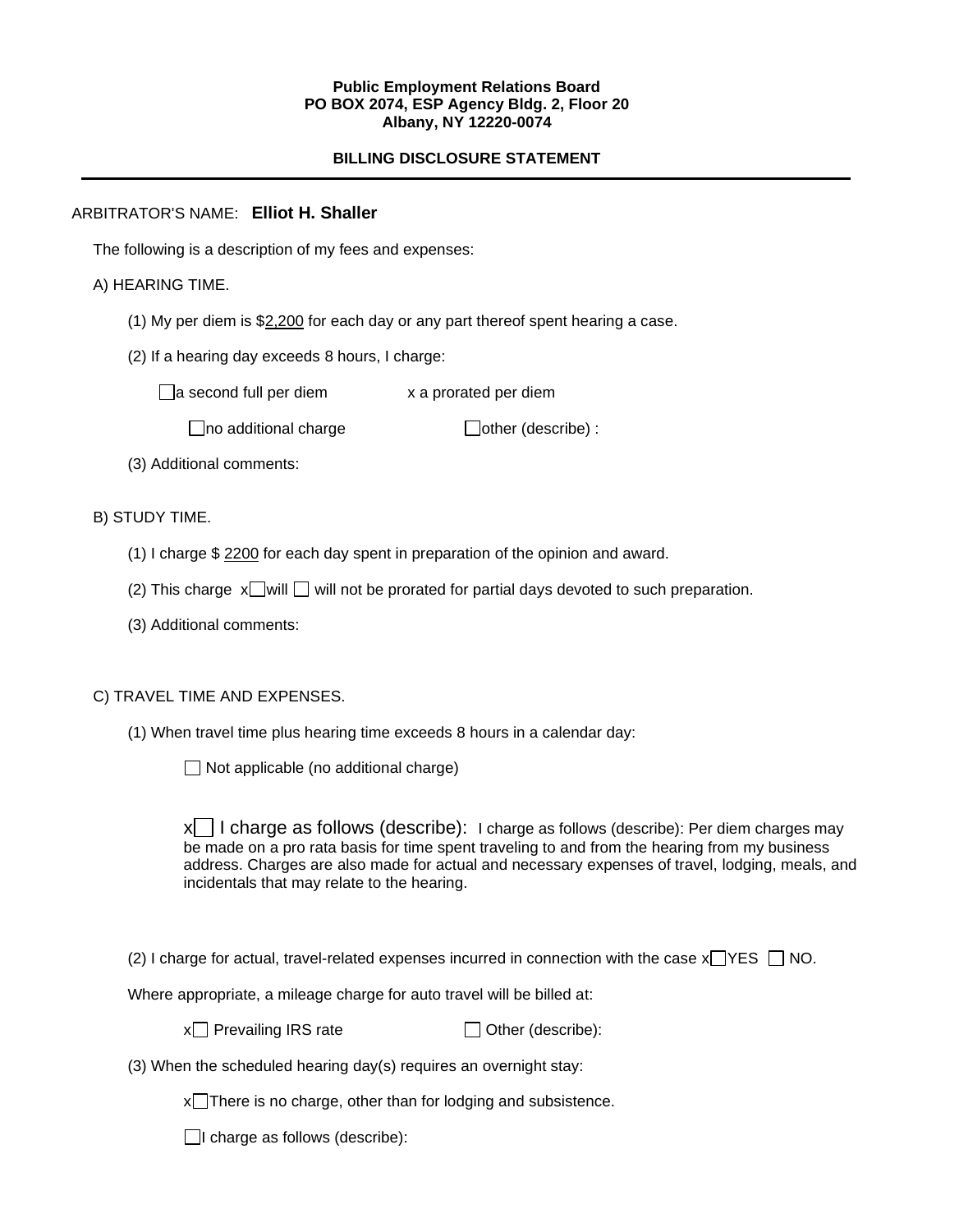**Public Employment Relations Board**
**PO BOX 2074, ESP Agency Bldg. 2, Floor 20**
**Albany, NY 12220-0074**

**BILLING DISCLOSURE STATEMENT**

---

ARBITRATOR'S NAME: **Elliot H. Shaller**

The following is a description of my fees and expenses:

A) HEARING TIME.

(1) My per diem is $2,200 for each day or any part thereof spent hearing a case.

(2) If a hearing day exceeds 8 hours, I charge:

☐ a second full per diem     x a prorated per diem

☐ no additional charge     ☐ other (describe) :

(3) Additional comments:

B) STUDY TIME.

(1) I charge $ 2200 for each day spent in preparation of the opinion and award.

(2) This charge x☐ will ☐ will not be prorated for partial days devoted to such preparation.

(3) Additional comments:

C) TRAVEL TIME AND EXPENSES.

(1) When travel time plus hearing time exceeds 8 hours in a calendar day:

☐ Not applicable (no additional charge)

x☐ I charge as follows (describe): I charge as follows (describe): Per diem charges may be made on a pro rata basis for time spent traveling to and from the hearing from my business address. Charges are also made for actual and necessary expenses of travel, lodging, meals, and incidentals that may relate to the hearing.

(2) I charge for actual, travel-related expenses incurred in connection with the case x☐ YES ☐ NO.

Where appropriate, a mileage charge for auto travel will be billed at:

x☐ Prevailing IRS rate     ☐ Other (describe):

(3) When the scheduled hearing day(s) requires an overnight stay:

x☐ There is no charge, other than for lodging and subsistence.

☐ I charge as follows (describe):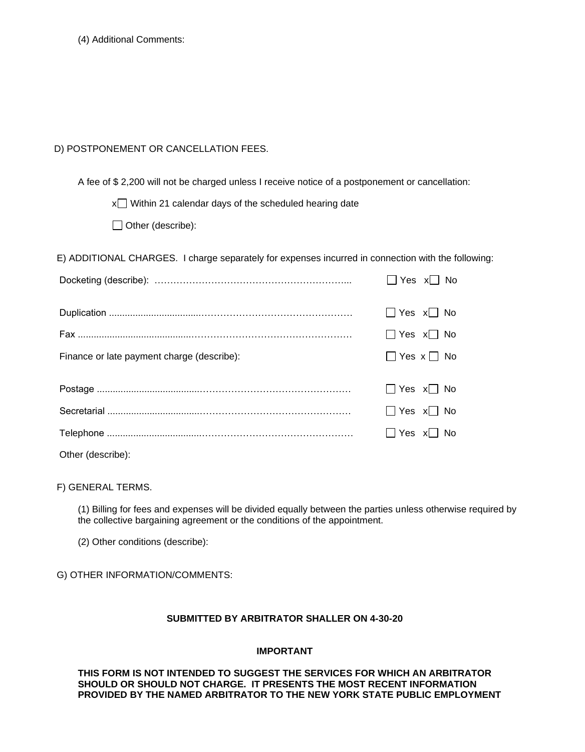(4) Additional Comments:

D) POSTPONEMENT OR CANCELLATION FEES.

A fee of $ 2,200 will not be charged unless I receive notice of a postponement or cancellation:

x☐ Within 21 calendar days of the scheduled hearing date

☐ Other (describe):

E) ADDITIONAL CHARGES. I charge separately for expenses incurred in connection with the following:

| | |
|---|---|
| Docketing (describe): …………………………………………………... | ☐ Yes x☐ No |
| Duplication ................................…………………………………………… | ☐ Yes x☐ No |
| Fax .........................................…………………………………………… | ☐ Yes x☐ No |
| Finance or late payment charge (describe): | ☐ Yes x ☐ No |
| Postage ....................................…………………………………………… | ☐ Yes x☐ No |
| Secretarial ................................…………………………………………… | ☐ Yes x☐ No |
| Telephone .................................…………………………………………… | ☐ Yes x☐ No |

Other (describe):

F) GENERAL TERMS.

(1) Billing for fees and expenses will be divided equally between the parties unless otherwise required by the collective bargaining agreement or the conditions of the appointment.

(2) Other conditions (describe):

G) OTHER INFORMATION/COMMENTS:

**SUBMITTED BY ARBITRATOR SHALLER ON 4-30-20**

**IMPORTANT**

**THIS FORM IS NOT INTENDED TO SUGGEST THE SERVICES FOR WHICH AN ARBITRATOR SHOULD OR SHOULD NOT CHARGE. IT PRESENTS THE MOST RECENT INFORMATION PROVIDED BY THE NAMED ARBITRATOR TO THE NEW YORK STATE PUBLIC EMPLOYMENT**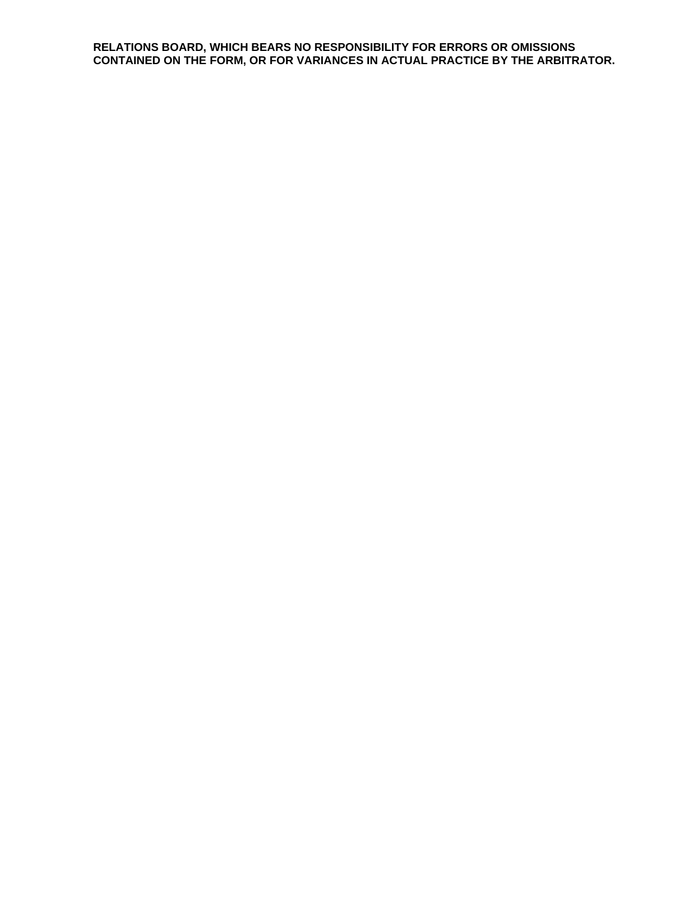**RELATIONS BOARD, WHICH BEARS NO RESPONSIBILITY FOR ERRORS OR OMISSIONS CONTAINED ON THE FORM, OR FOR VARIANCES IN ACTUAL PRACTICE BY THE ARBITRATOR.**